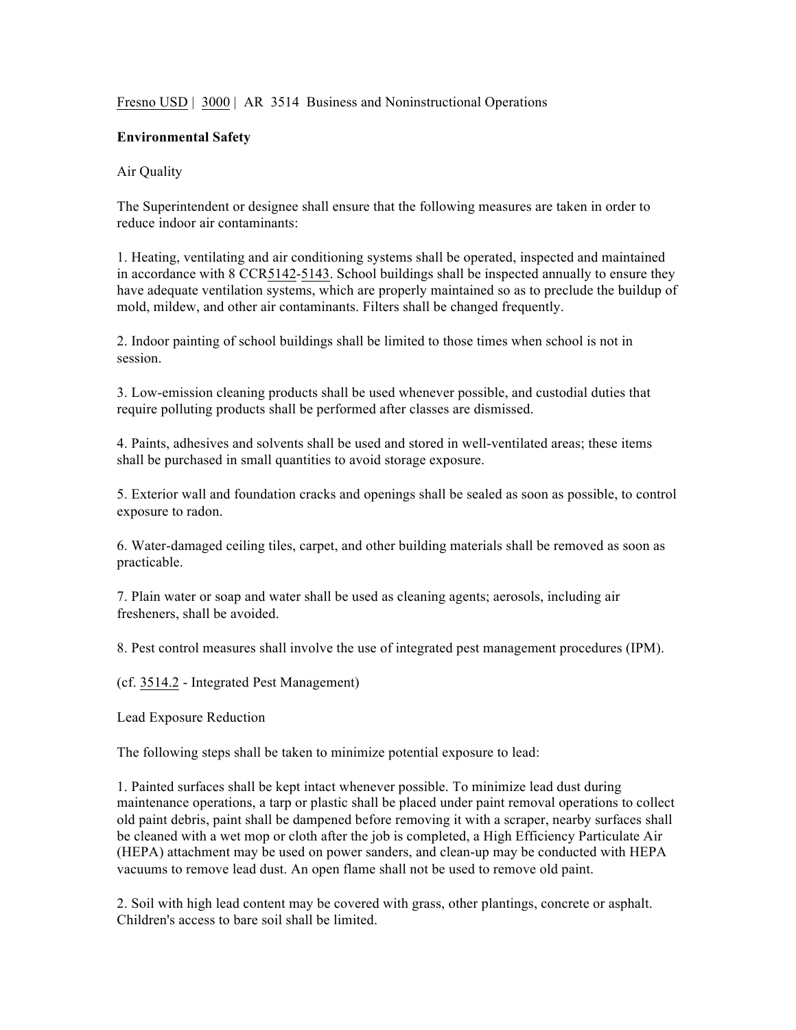Fresno USD | 3000 | AR 3514 Business and Noninstructional Operations

**Environmental Safety**

Air Quality

The Superintendent or designee shall ensure that the following measures are taken in order to reduce indoor air contaminants:

1. Heating, ventilating and air conditioning systems shall be operated, inspected and maintained in accordance with 8 CCR5142-5143. School buildings shall be inspected annually to ensure they have adequate ventilation systems, which are properly maintained so as to preclude the buildup of mold, mildew, and other air contaminants. Filters shall be changed frequently.

2. Indoor painting of school buildings shall be limited to those times when school is not in session.

3. Low-emission cleaning products shall be used whenever possible, and custodial duties that require polluting products shall be performed after classes are dismissed.

4. Paints, adhesives and solvents shall be used and stored in well-ventilated areas; these items shall be purchased in small quantities to avoid storage exposure.

5. Exterior wall and foundation cracks and openings shall be sealed as soon as possible, to control exposure to radon.

6. Water-damaged ceiling tiles, carpet, and other building materials shall be removed as soon as practicable.

7. Plain water or soap and water shall be used as cleaning agents; aerosols, including air fresheners, shall be avoided.

8. Pest control measures shall involve the use of integrated pest management procedures (IPM).

(cf. 3514.2 - Integrated Pest Management)

Lead Exposure Reduction

The following steps shall be taken to minimize potential exposure to lead:

1. Painted surfaces shall be kept intact whenever possible. To minimize lead dust during maintenance operations, a tarp or plastic shall be placed under paint removal operations to collect old paint debris, paint shall be dampened before removing it with a scraper, nearby surfaces shall be cleaned with a wet mop or cloth after the job is completed, a High Efficiency Particulate Air (HEPA) attachment may be used on power sanders, and clean-up may be conducted with HEPA vacuums to remove lead dust. An open flame shall not be used to remove old paint.

2. Soil with high lead content may be covered with grass, other plantings, concrete or asphalt. Children's access to bare soil shall be limited.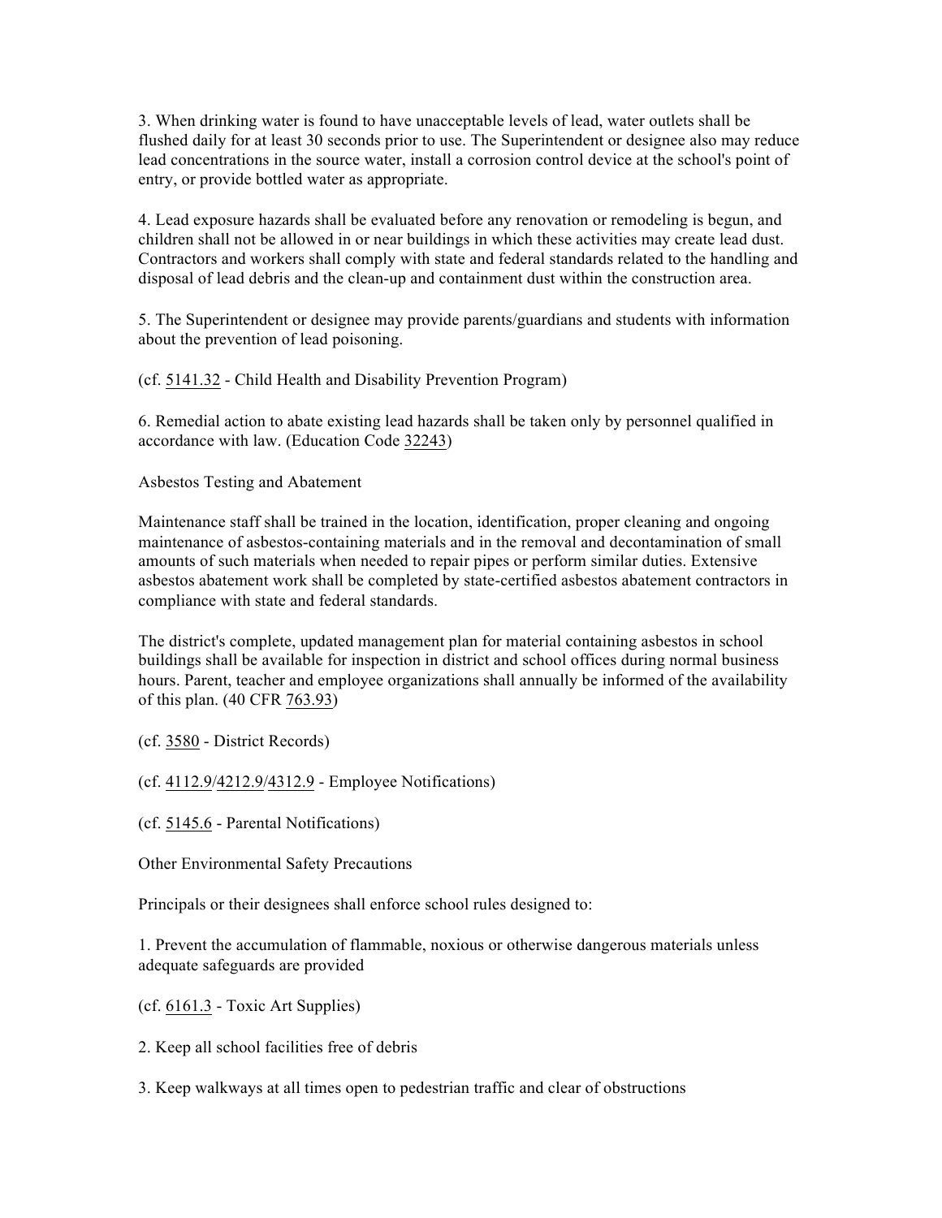3. When drinking water is found to have unacceptable levels of lead, water outlets shall be flushed daily for at least 30 seconds prior to use. The Superintendent or designee also may reduce lead concentrations in the source water, install a corrosion control device at the school's point of entry, or provide bottled water as appropriate.

4. Lead exposure hazards shall be evaluated before any renovation or remodeling is begun, and children shall not be allowed in or near buildings in which these activities may create lead dust. Contractors and workers shall comply with state and federal standards related to the handling and disposal of lead debris and the clean-up and containment dust within the construction area.

5. The Superintendent or designee may provide parents/guardians and students with information about the prevention of lead poisoning.

(cf. 5141.32 - Child Health and Disability Prevention Program)

6. Remedial action to abate existing lead hazards shall be taken only by personnel qualified in accordance with law. (Education Code 32243)

## Asbestos Testing and Abatement

Maintenance staff shall be trained in the location, identification, proper cleaning and ongoing maintenance of asbestos-containing materials and in the removal and decontamination of small amounts of such materials when needed to repair pipes or perform similar duties. Extensive asbestos abatement work shall be completed by state-certified asbestos abatement contractors in compliance with state and federal standards.

The district's complete, updated management plan for material containing asbestos in school buildings shall be available for inspection in district and school offices during normal business hours. Parent, teacher and employee organizations shall annually be informed of the availability of this plan. (40 CFR 763.93)

(cf. 3580 - District Records)

(cf. 4112.9/4212.9/4312.9 - Employee Notifications)

(cf. 5145.6 - Parental Notifications)

## Other Environmental Safety Precautions

Principals or their designees shall enforce school rules designed to:

1. Prevent the accumulation of flammable, noxious or otherwise dangerous materials unless adequate safeguards are provided

(cf. 6161.3 - Toxic Art Supplies)

2. Keep all school facilities free of debris

3. Keep walkways at all times open to pedestrian traffic and clear of obstructions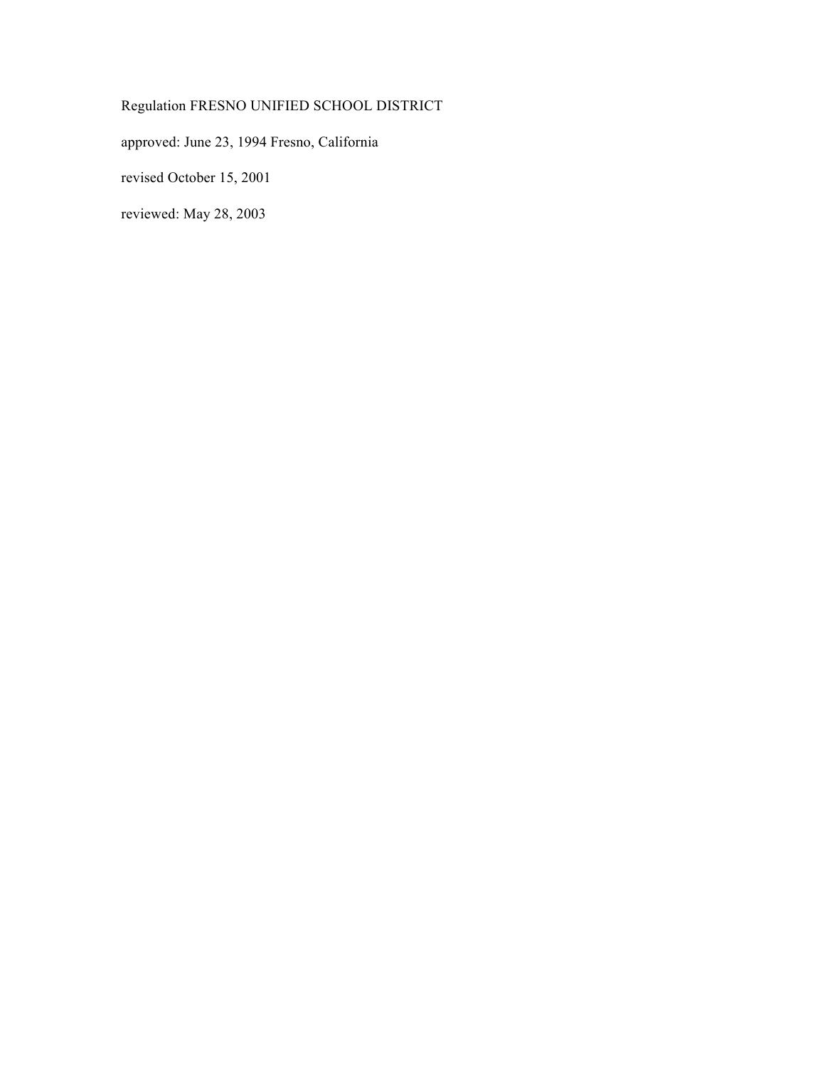Regulation FRESNO UNIFIED SCHOOL DISTRICT

approved: June 23, 1994 Fresno, California

revised October 15, 2001

reviewed: May 28, 2003